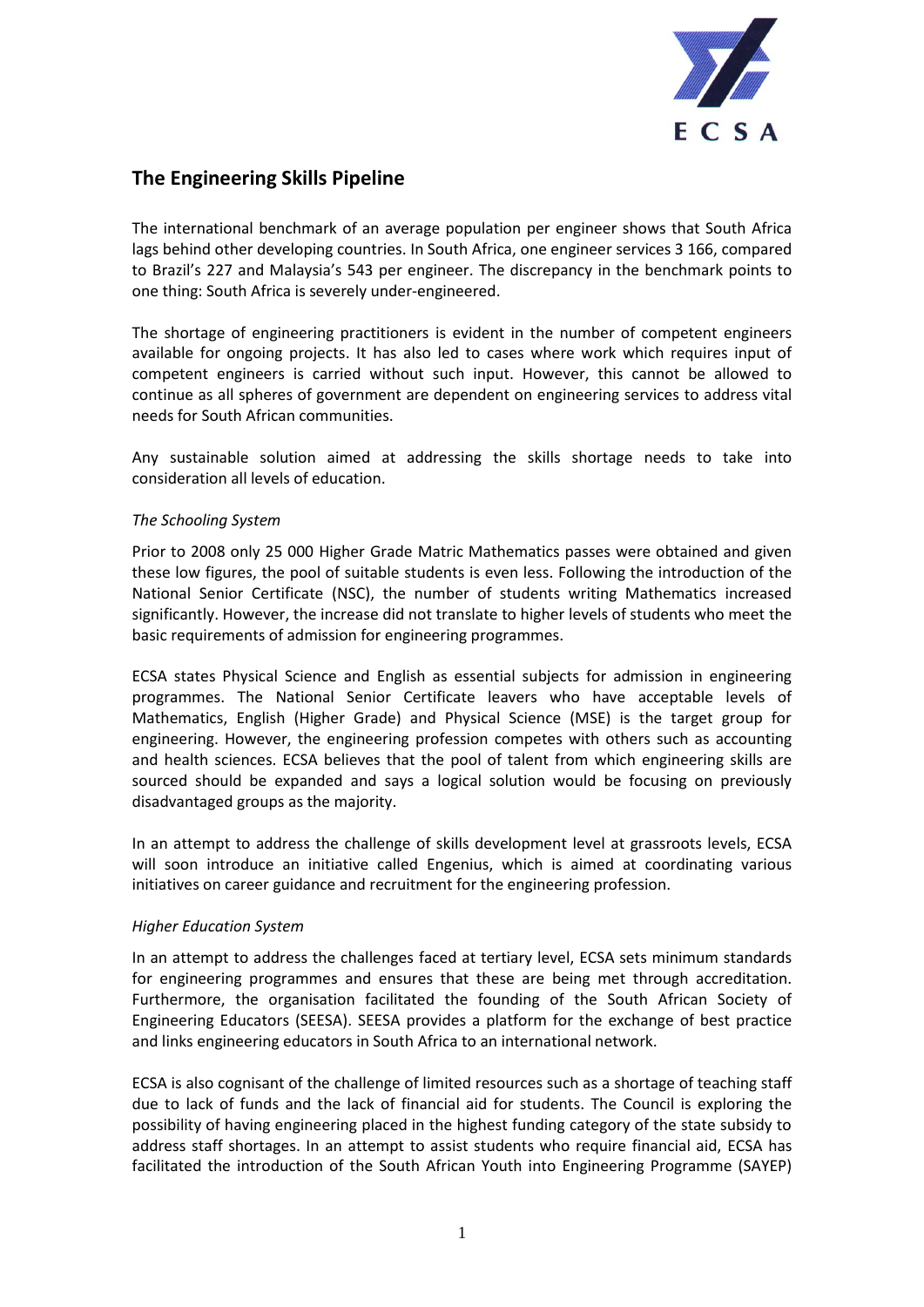ECSA

## The Engineering Skills Pipeline

The international benchmark of an average population per engineer shows that South Africa lags behind other developing countries. In South Africa, one engineer services 3 166, compared to Brazil's 227 and Malaysia's 543 per engineer. The discrepancy in the benchmark points to one thing: South Africa is severely under-engineered.

The shortage of engineering practitioners is evident in the number of competent engineers available for ongoing projects. It has also led to cases where work which requires input of competent engineers is carried without such input. However, this cannot be allowed to continue as all spheres of government are dependent on engineering services to address vital needs for South African communities.

Any sustainable solution aimed at addressing the skills shortage needs to take into consideration all levels of education.

*The Schooling System*

Prior to 2008 only 25 000 Higher Grade Matric Mathematics passes were obtained and given these low figures, the pool of suitable students is even less. Following the introduction of the National Senior Certificate (NSC), the number of students writing Mathematics increased significantly. However, the increase did not translate to higher levels of students who meet the basic requirements of admission for engineering programmes.

ECSA states Physical Science and English as essential subjects for admission in engineering programmes. The National Senior Certificate leavers who have acceptable levels of Mathematics, English (Higher Grade) and Physical Science (MSE) is the target group for engineering. However, the engineering profession competes with others such as accounting and health sciences. ECSA believes that the pool of talent from which engineering skills are sourced should be expanded and says a logical solution would be focusing on previously disadvantaged groups as the majority.

In an attempt to address the challenge of skills development level at grassroots levels, ECSA will soon introduce an initiative called Engenius, which is aimed at coordinating various initiatives on career guidance and recruitment for the engineering profession.

*Higher Education System*

In an attempt to address the challenges faced at tertiary level, ECSA sets minimum standards for engineering programmes and ensures that these are being met through accreditation. Furthermore, the organisation facilitated the founding of the South African Society of Engineering Educators (SEESA). SEESA provides a platform for the exchange of best practice and links engineering educators in South Africa to an international network.

ECSA is also cognisant of the challenge of limited resources such as a shortage of teaching staff due to lack of funds and the lack of financial aid for students. The Council is exploring the possibility of having engineering placed in the highest funding category of the state subsidy to address staff shortages. In an attempt to assist students who require financial aid, ECSA has facilitated the introduction of the South African Youth into Engineering Programme (SAYEP)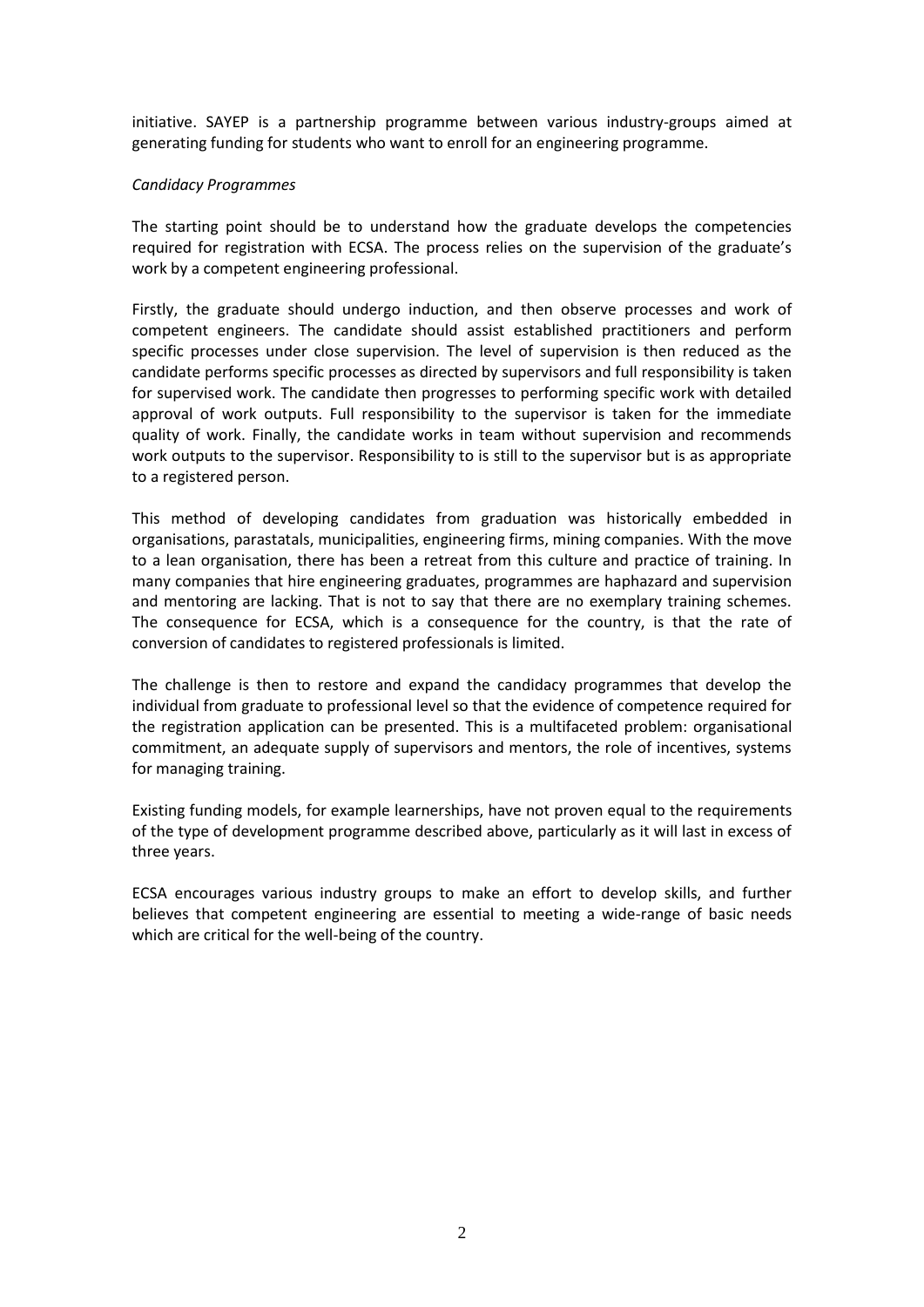initiative. SAYEP is a partnership programme between various industry-groups aimed at generating funding for students who want to enroll for an engineering programme.

*Candidacy Programmes*

The starting point should be to understand how the graduate develops the competencies required for registration with ECSA. The process relies on the supervision of the graduate's work by a competent engineering professional.

Firstly, the graduate should undergo induction, and then observe processes and work of competent engineers. The candidate should assist established practitioners and perform specific processes under close supervision. The level of supervision is then reduced as the candidate performs specific processes as directed by supervisors and full responsibility is taken for supervised work. The candidate then progresses to performing specific work with detailed approval of work outputs. Full responsibility to the supervisor is taken for the immediate quality of work. Finally, the candidate works in team without supervision and recommends work outputs to the supervisor. Responsibility to is still to the supervisor but is as appropriate to a registered person.

This method of developing candidates from graduation was historically embedded in organisations, parastatals, municipalities, engineering firms, mining companies. With the move to a lean organisation, there has been a retreat from this culture and practice of training. In many companies that hire engineering graduates, programmes are haphazard and supervision and mentoring are lacking. That is not to say that there are no exemplary training schemes. The consequence for ECSA, which is a consequence for the country, is that the rate of conversion of candidates to registered professionals is limited.

The challenge is then to restore and expand the candidacy programmes that develop the individual from graduate to professional level so that the evidence of competence required for the registration application can be presented. This is a multifaceted problem: organisational commitment, an adequate supply of supervisors and mentors, the role of incentives, systems for managing training.

Existing funding models, for example learnerships, have not proven equal to the requirements of the type of development programme described above, particularly as it will last in excess of three years.

ECSA encourages various industry groups to make an effort to develop skills, and further believes that competent engineering are essential to meeting a wide-range of basic needs which are critical for the well-being of the country.